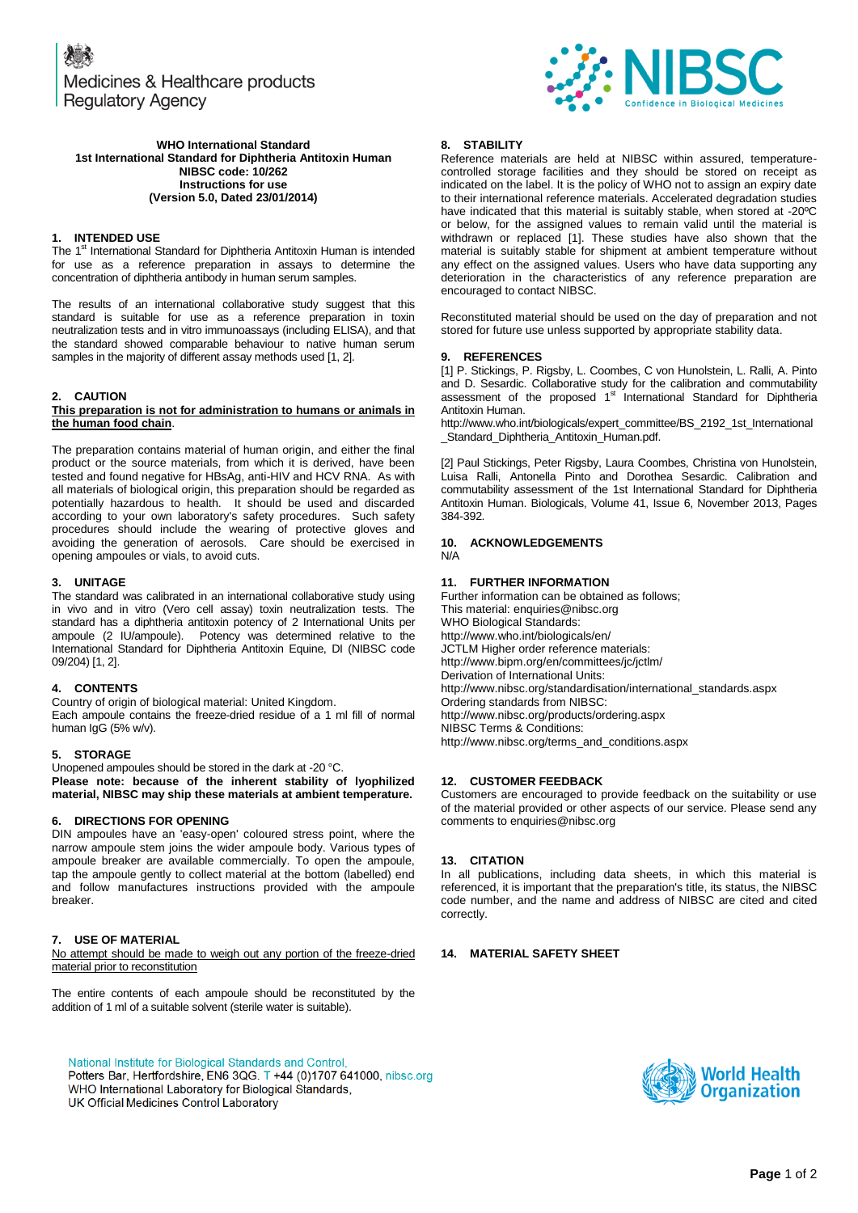Medicines & Healthcare products Regulatory Agency

**WHO International Standard**
**1st International Standard for Diphtheria Antitoxin Human**
**NIBSC code: 10/262**
**Instructions for use**
**(Version 5.0, Dated 23/01/2014)**

## 1. INTENDED USE

The 1st International Standard for Diphtheria Antitoxin Human is intended for use as a reference preparation in assays to determine the concentration of diphtheria antibody in human serum samples.

The results of an international collaborative study suggest that this standard is suitable for use as a reference preparation in toxin neutralization tests and in vitro immunoassays (including ELISA), and that the standard showed comparable behaviour to native human serum samples in the majority of different assay methods used [1, 2].

## 2. CAUTION

**This preparation is not for administration to humans or animals in the human food chain**.

The preparation contains material of human origin, and either the final product or the source materials, from which it is derived, have been tested and found negative for HBsAg, anti-HIV and HCV RNA. As with all materials of biological origin, this preparation should be regarded as potentially hazardous to health. It should be used and discarded according to your own laboratory's safety procedures. Such safety procedures should include the wearing of protective gloves and avoiding the generation of aerosols. Care should be exercised in opening ampoules or vials, to avoid cuts.

## 3. UNITAGE

The standard was calibrated in an international collaborative study using in vivo and in vitro (Vero cell assay) toxin neutralization tests. The standard has a diphtheria antitoxin potency of 2 International Units per ampoule (2 IU/ampoule). Potency was determined relative to the International Standard for Diphtheria Antitoxin Equine, DI (NIBSC code 09/204) [1, 2].

## 4. CONTENTS

Country of origin of biological material: United Kingdom.
Each ampoule contains the freeze-dried residue of a 1 ml fill of normal human IgG (5% w/v).

## 5. STORAGE

Unopened ampoules should be stored in the dark at -20 °C.
**Please note: because of the inherent stability of lyophilized material, NIBSC may ship these materials at ambient temperature.**

## 6. DIRECTIONS FOR OPENING

DIN ampoules have an 'easy-open' coloured stress point, where the narrow ampoule stem joins the wider ampoule body. Various types of ampoule breaker are available commercially. To open the ampoule, tap the ampoule gently to collect material at the bottom (labelled) end and follow manufactures instructions provided with the ampoule breaker.

## 7. USE OF MATERIAL

No attempt should be made to weigh out any portion of the freeze-dried material prior to reconstitution

The entire contents of each ampoule should be reconstituted by the addition of 1 ml of a suitable solvent (sterile water is suitable).

## 8. STABILITY

Reference materials are held at NIBSC within assured, temperature-controlled storage facilities and they should be stored on receipt as indicated on the label. It is the policy of WHO not to assign an expiry date to their international reference materials. Accelerated degradation studies have indicated that this material is suitably stable, when stored at -20ºC or below, for the assigned values to remain valid until the material is withdrawn or replaced [1]. These studies have also shown that the material is suitably stable for shipment at ambient temperature without any effect on the assigned values. Users who have data supporting any deterioration in the characteristics of any reference preparation are encouraged to contact NIBSC.

Reconstituted material should be used on the day of preparation and not stored for future use unless supported by appropriate stability data.

## 9. REFERENCES

[1] P. Stickings, P. Rigsby, L. Coombes, C von Hunolstein, L. Ralli, A. Pinto and D. Sesardic. Collaborative study for the calibration and commutability assessment of the proposed 1st International Standard for Diphtheria Antitoxin Human.
http://www.who.int/biologicals/expert_committee/BS_2192_1st_International_Standard_Diphtheria_Antitoxin_Human.pdf.

[2] Paul Stickings, Peter Rigsby, Laura Coombes, Christina von Hunolstein, Luisa Ralli, Antonella Pinto and Dorothea Sesardic. Calibration and commutability assessment of the 1st International Standard for Diphtheria Antitoxin Human. Biologicals, Volume 41, Issue 6, November 2013, Pages 384-392.

## 10. ACKNOWLEDGEMENTS

N/A

## 11. FURTHER INFORMATION

Further information can be obtained as follows;
This material: enquiries@nibsc.org
WHO Biological Standards:
http://www.who.int/biologicals/en/
JCTLM Higher order reference materials:
http://www.bipm.org/en/committees/jc/jctlm/
Derivation of International Units:
http://www.nibsc.org/standardisation/international_standards.aspx
Ordering standards from NIBSC:
http://www.nibsc.org/products/ordering.aspx
NIBSC Terms & Conditions:
http://www.nibsc.org/terms_and_conditions.aspx

## 12. CUSTOMER FEEDBACK

Customers are encouraged to provide feedback on the suitability or use of the material provided or other aspects of our service. Please send any comments to enquiries@nibsc.org

## 13. CITATION

In all publications, including data sheets, in which this material is referenced, it is important that the preparation's title, its status, the NIBSC code number, and the name and address of NIBSC are cited and cited correctly.

## 14. MATERIAL SAFETY SHEET

National Institute for Biological Standards and Control,
Potters Bar, Hertfordshire, EN6 3QG. T +44 (0)1707 641000, nibsc.org
WHO International Laboratory for Biological Standards,
UK Official Medicines Control Laboratory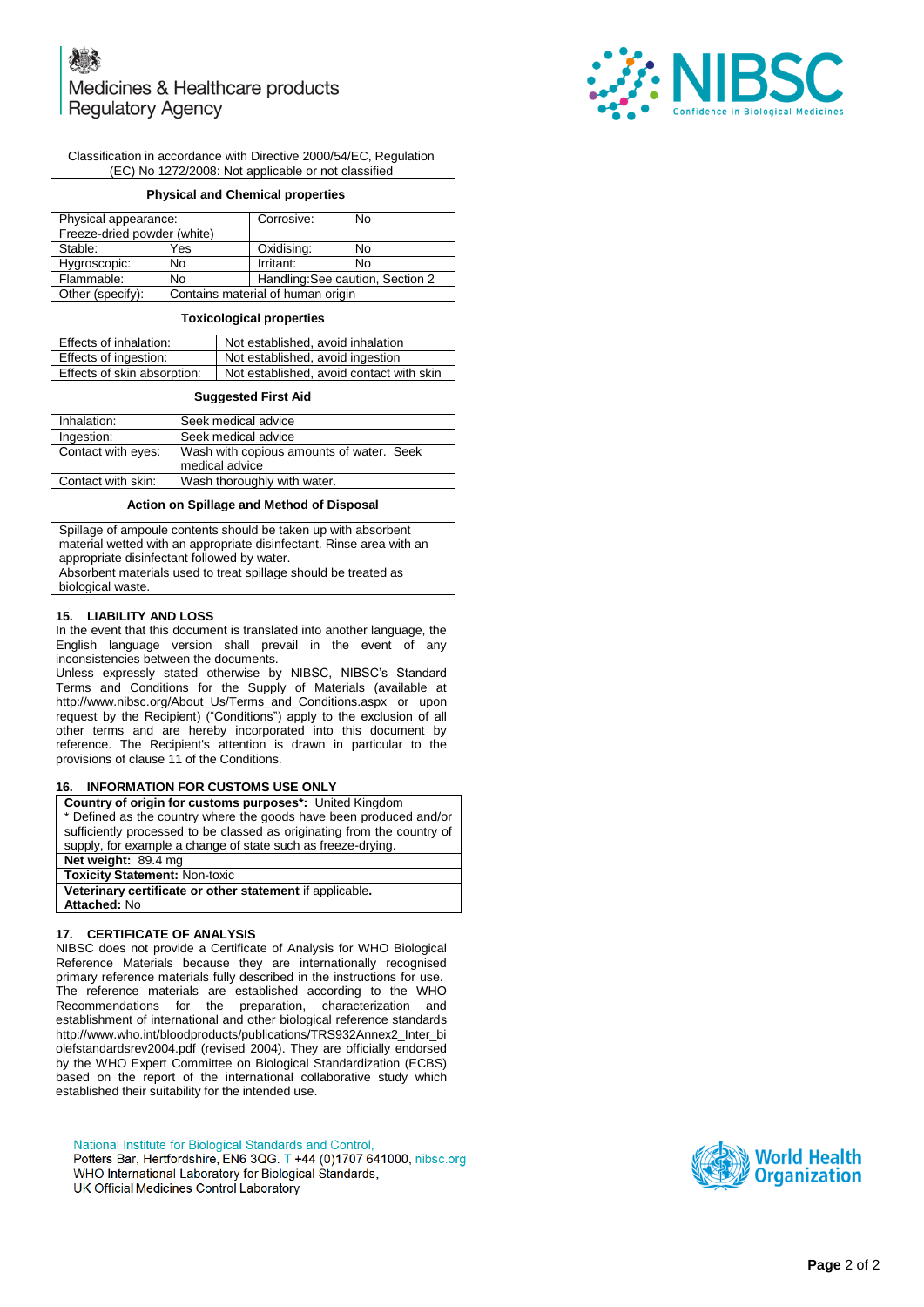Medicines & Healthcare products Regulatory Agency

NIBSC Confidence in Biological Medicines

Classification in accordance with Directive 2000/54/EC, Regulation (EC) No 1272/2008: Not applicable or not classified

| Physical and Chemical properties | | | |
|---|---|---|---|
| Physical appearance: Freeze-dried powder (white) | | Corrosive: | No |
| Stable: | Yes | Oxidising: | No |
| Hygroscopic: | No | Irritant: | No |
| Flammable: | No | Handling: See caution, Section 2 | |
| Other (specify): | Contains material of human origin | | |

| Toxicological properties | |
|---|---|
| Effects of inhalation: | Not established, avoid inhalation |
| Effects of ingestion: | Not established, avoid ingestion |
| Effects of skin absorption: | Not established, avoid contact with skin |

| Suggested First Aid | |
|---|---|
| Inhalation: | Seek medical advice |
| Ingestion: | Seek medical advice |
| Contact with eyes: | Wash with copious amounts of water. Seek medical advice |
| Contact with skin: | Wash thoroughly with water. |

**Action on Spillage and Method of Disposal**

Spillage of ampoule contents should be taken up with absorbent material wetted with an appropriate disinfectant. Rinse area with an appropriate disinfectant followed by water.
Absorbent materials used to treat spillage should be treated as biological waste.

## 15. LIABILITY AND LOSS

In the event that this document is translated into another language, the English language version shall prevail in the event of any inconsistencies between the documents.
Unless expressly stated otherwise by NIBSC, NIBSC's Standard Terms and Conditions for the Supply of Materials (available at http://www.nibsc.org/About_Us/Terms_and_Conditions.aspx or upon request by the Recipient) ("Conditions") apply to the exclusion of all other terms and are hereby incorporated into this document by reference. The Recipient's attention is drawn in particular to the provisions of clause 11 of the Conditions.

## 16. INFORMATION FOR CUSTOMS USE ONLY

| |
|---|
| **Country of origin for customs purposes*:** United Kingdom<br>* Defined as the country where the goods have been produced and/or sufficiently processed to be classed as originating from the country of supply, for example a change of state such as freeze-drying. |
| **Net weight:** 89.4 mg |
| **Toxicity Statement:** Non-toxic |
| **Veterinary certificate or other statement** if applicable**.**<br>**Attached:** No |

## 17. CERTIFICATE OF ANALYSIS

NIBSC does not provide a Certificate of Analysis for WHO Biological Reference Materials because they are internationally recognised primary reference materials fully described in the instructions for use. The reference materials are established according to the WHO Recommendations for the preparation, characterization and establishment of international and other biological reference standards http://www.who.int/bloodproducts/publications/TRS932Annex2_Inter_biolefstandardsrev2004.pdf (revised 2004). They are officially endorsed by the WHO Expert Committee on Biological Standardization (ECBS) based on the report of the international collaborative study which established their suitability for the intended use.

National Institute for Biological Standards and Control,
Potters Bar, Hertfordshire, EN6 3QG. T +44 (0)1707 641000, nibsc.org
WHO International Laboratory for Biological Standards,
UK Official Medicines Control Laboratory

World Health Organization